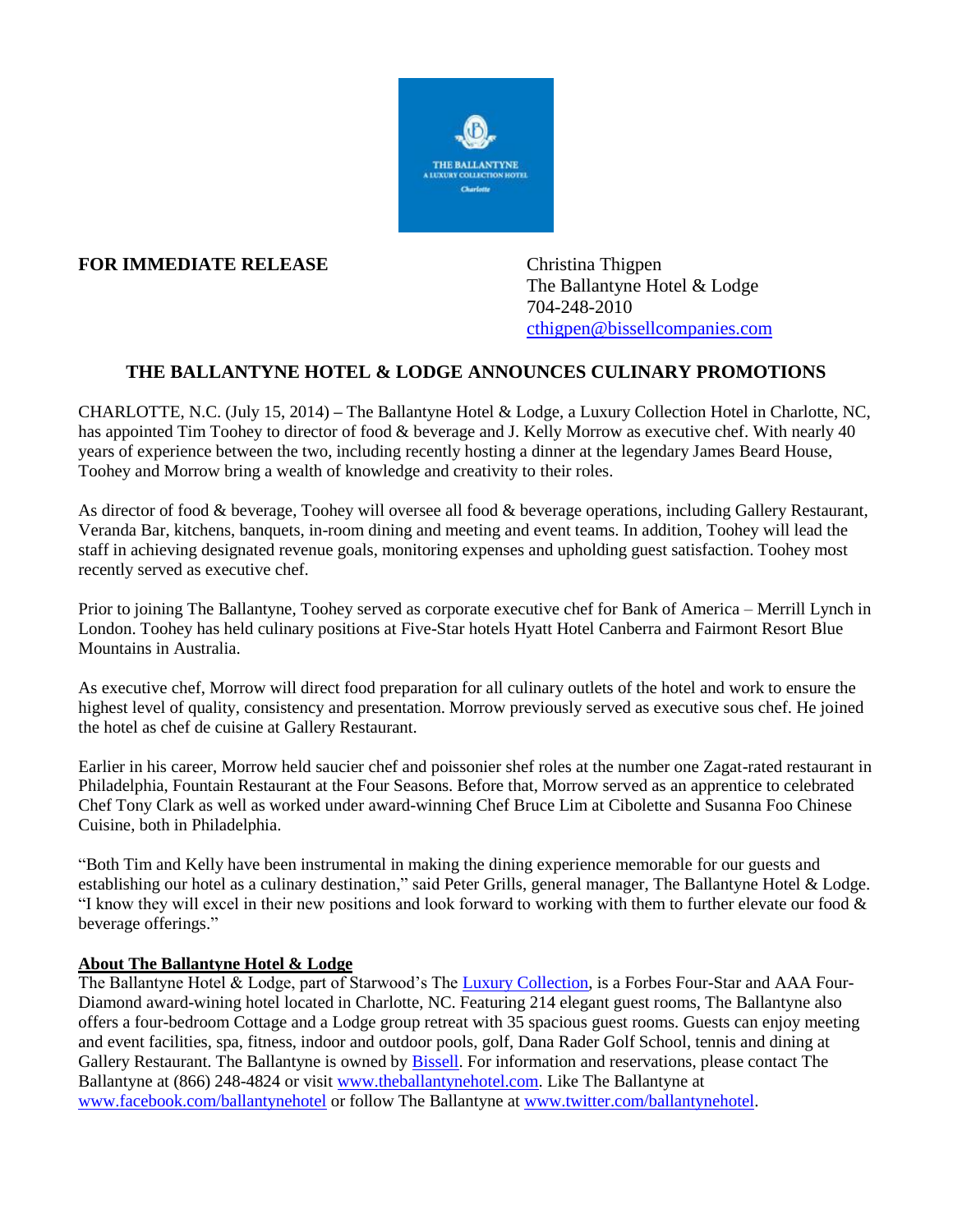**FOR IMMEDIATE RELEASE**

Christina Thigpen
The Ballantyne Hotel & Lodge
704-248-2010
cthigpen@bissellcompanies.com

## THE BALLANTYNE HOTEL & LODGE ANNOUNCES CULINARY PROMOTIONS

CHARLOTTE, N.C. (July 15, 2014) **–** The Ballantyne Hotel & Lodge, a Luxury Collection Hotel in Charlotte, NC, has appointed Tim Toohey to director of food & beverage and J. Kelly Morrow as executive chef. With nearly 40 years of experience between the two, including recently hosting a dinner at the legendary James Beard House, Toohey and Morrow bring a wealth of knowledge and creativity to their roles.

As director of food & beverage, Toohey will oversee all food & beverage operations, including Gallery Restaurant, Veranda Bar, kitchens, banquets, in-room dining and meeting and event teams. In addition, Toohey will lead the staff in achieving designated revenue goals, monitoring expenses and upholding guest satisfaction. Toohey most recently served as executive chef.

Prior to joining The Ballantyne, Toohey served as corporate executive chef for Bank of America – Merrill Lynch in London. Toohey has held culinary positions at Five-Star hotels Hyatt Hotel Canberra and Fairmont Resort Blue Mountains in Australia.

As executive chef, Morrow will direct food preparation for all culinary outlets of the hotel and work to ensure the highest level of quality, consistency and presentation. Morrow previously served as executive sous chef. He joined the hotel as chef de cuisine at Gallery Restaurant.

Earlier in his career, Morrow held saucier chef and poissonier shef roles at the number one Zagat-rated restaurant in Philadelphia, Fountain Restaurant at the Four Seasons. Before that, Morrow served as an apprentice to celebrated Chef Tony Clark as well as worked under award-winning Chef Bruce Lim at Cibolette and Susanna Foo Chinese Cuisine, both in Philadelphia.

"Both Tim and Kelly have been instrumental in making the dining experience memorable for our guests and establishing our hotel as a culinary destination," said Peter Grills, general manager, The Ballantyne Hotel & Lodge. "I know they will excel in their new positions and look forward to working with them to further elevate our food & beverage offerings."

**About The Ballantyne Hotel & Lodge**

The Ballantyne Hotel & Lodge, part of Starwood's The Luxury Collection, is a Forbes Four-Star and AAA Four-Diamond award-wining hotel located in Charlotte, NC. Featuring 214 elegant guest rooms, The Ballantyne also offers a four-bedroom Cottage and a Lodge group retreat with 35 spacious guest rooms. Guests can enjoy meeting and event facilities, spa, fitness, indoor and outdoor pools, golf, Dana Rader Golf School, tennis and dining at Gallery Restaurant. The Ballantyne is owned by Bissell. For information and reservations, please contact The Ballantyne at (866) 248-4824 or visit www.theballantynehotel.com. Like The Ballantyne at www.facebook.com/ballantynehotel or follow The Ballantyne at www.twitter.com/ballantynehotel.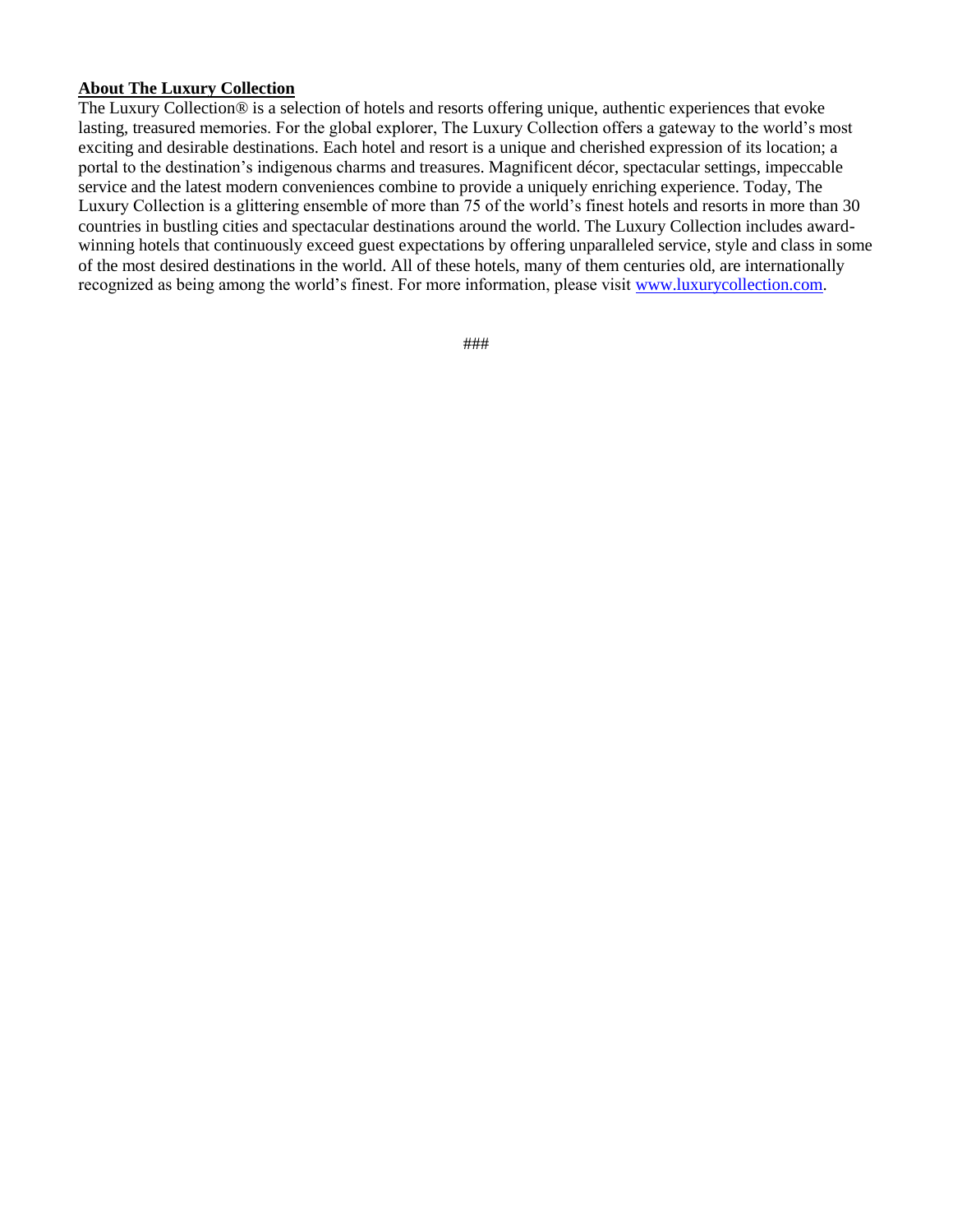**About The Luxury Collection**

The Luxury Collection® is a selection of hotels and resorts offering unique, authentic experiences that evoke lasting, treasured memories. For the global explorer, The Luxury Collection offers a gateway to the world's most exciting and desirable destinations. Each hotel and resort is a unique and cherished expression of its location; a portal to the destination's indigenous charms and treasures. Magnificent décor, spectacular settings, impeccable service and the latest modern conveniences combine to provide a uniquely enriching experience. Today, The Luxury Collection is a glittering ensemble of more than 75 of the world's finest hotels and resorts in more than 30 countries in bustling cities and spectacular destinations around the world. The Luxury Collection includes award-winning hotels that continuously exceed guest expectations by offering unparalleled service, style and class in some of the most desired destinations in the world. All of these hotels, many of them centuries old, are internationally recognized as being among the world's finest. For more information, please visit [www.luxurycollection.com](http://www.luxurycollection.com).

###